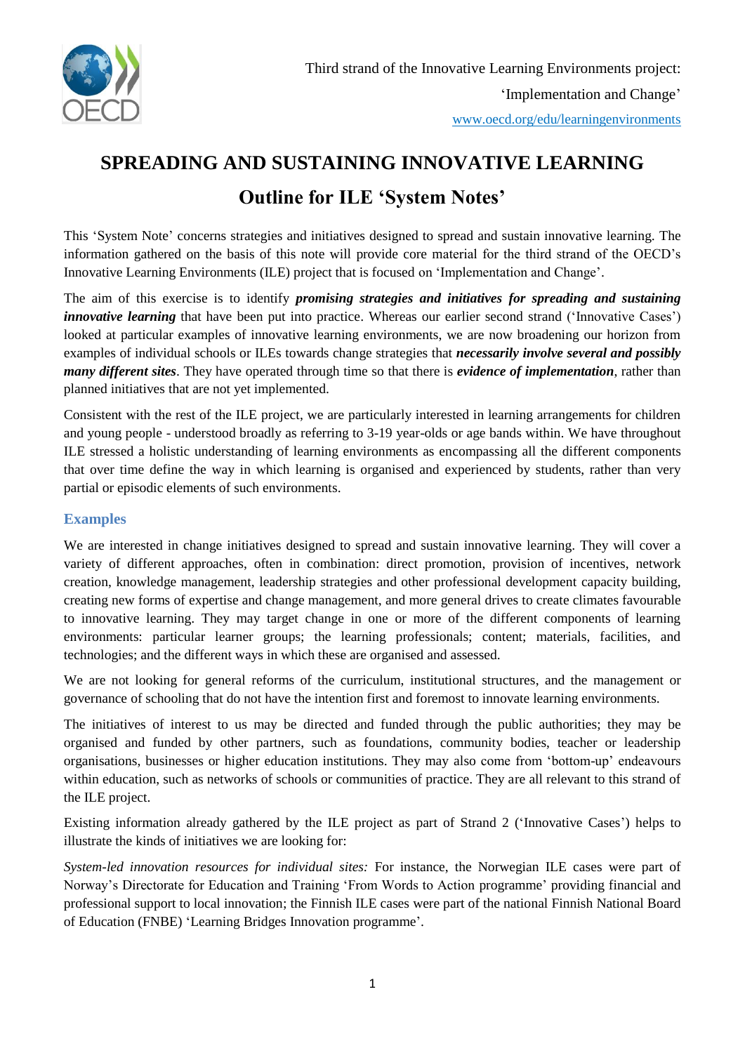Third strand of the Innovative Learning Environments project:

'Implementation and Change'

www.oecd.org/edu/learningenvironments

# SPREADING AND SUSTAINING INNOVATIVE LEARNING

## Outline for ILE 'System Notes'

This 'System Note' concerns strategies and initiatives designed to spread and sustain innovative learning. The information gathered on the basis of this note will provide core material for the third strand of the OECD's Innovative Learning Environments (ILE) project that is focused on 'Implementation and Change'.

The aim of this exercise is to identify ***promising strategies and initiatives for spreading and sustaining innovative learning*** that have been put into practice. Whereas our earlier second strand ('Innovative Cases') looked at particular examples of innovative learning environments, we are now broadening our horizon from examples of individual schools or ILEs towards change strategies that ***necessarily involve several and possibly many different sites***. They have operated through time so that there is ***evidence of implementation***, rather than planned initiatives that are not yet implemented.

Consistent with the rest of the ILE project, we are particularly interested in learning arrangements for children and young people - understood broadly as referring to 3-19 year-olds or age bands within. We have throughout ILE stressed a holistic understanding of learning environments as encompassing all the different components that over time define the way in which learning is organised and experienced by students, rather than very partial or episodic elements of such environments.

### Examples

We are interested in change initiatives designed to spread and sustain innovative learning. They will cover a variety of different approaches, often in combination: direct promotion, provision of incentives, network creation, knowledge management, leadership strategies and other professional development capacity building, creating new forms of expertise and change management, and more general drives to create climates favourable to innovative learning. They may target change in one or more of the different components of learning environments: particular learner groups; the learning professionals; content; materials, facilities, and technologies; and the different ways in which these are organised and assessed.

We are not looking for general reforms of the curriculum, institutional structures, and the management or governance of schooling that do not have the intention first and foremost to innovate learning environments.

The initiatives of interest to us may be directed and funded through the public authorities; they may be organised and funded by other partners, such as foundations, community bodies, teacher or leadership organisations, businesses or higher education institutions. They may also come from 'bottom-up' endeavours within education, such as networks of schools or communities of practice. They are all relevant to this strand of the ILE project.

Existing information already gathered by the ILE project as part of Strand 2 ('Innovative Cases') helps to illustrate the kinds of initiatives we are looking for:

*System-led innovation resources for individual sites:* For instance, the Norwegian ILE cases were part of Norway's Directorate for Education and Training 'From Words to Action programme' providing financial and professional support to local innovation; the Finnish ILE cases were part of the national Finnish National Board of Education (FNBE) 'Learning Bridges Innovation programme'.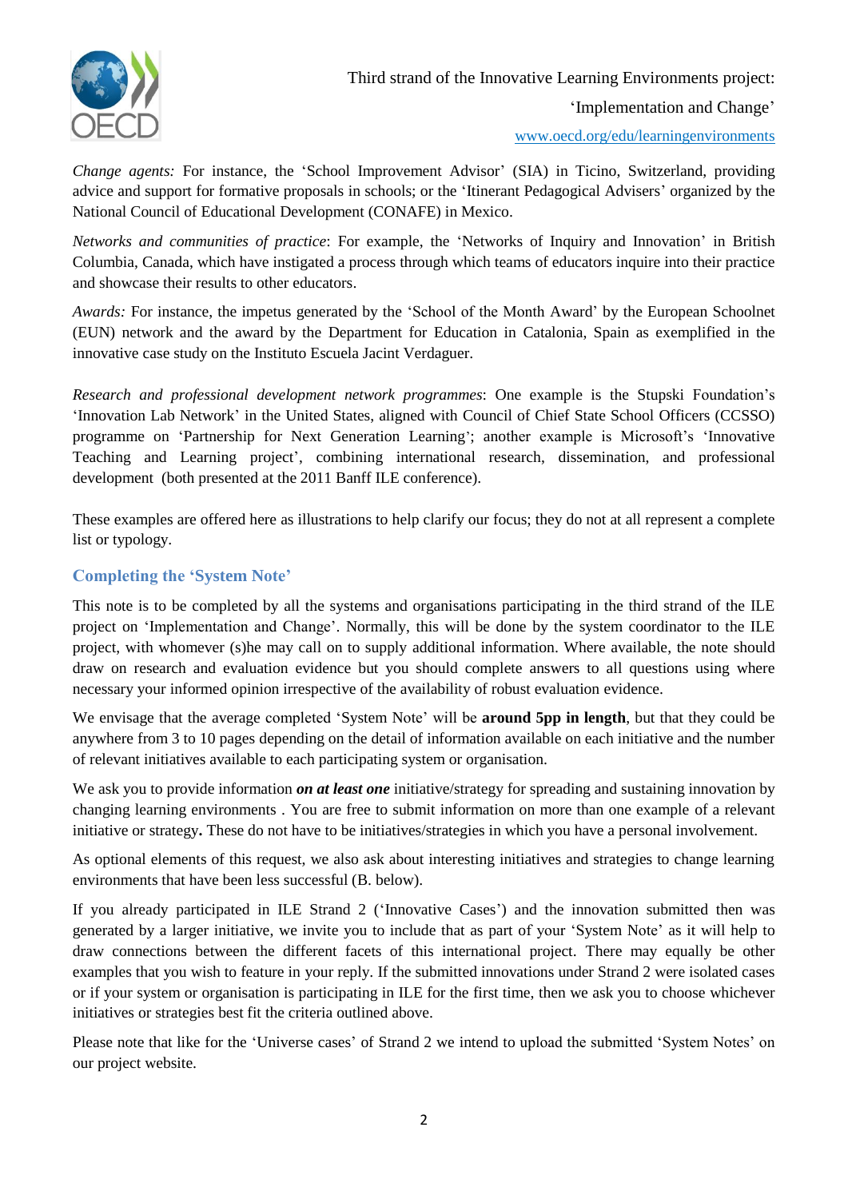*Change agents:* For instance, the 'School Improvement Advisor' (SIA) in Ticino, Switzerland, providing advice and support for formative proposals in schools; or the 'Itinerant Pedagogical Advisers' organized by the National Council of Educational Development (CONAFE) in Mexico.

*Networks and communities of practice*: For example, the 'Networks of Inquiry and Innovation' in British Columbia, Canada, which have instigated a process through which teams of educators inquire into their practice and showcase their results to other educators.

*Awards:* For instance, the impetus generated by the 'School of the Month Award' by the European Schoolnet (EUN) network and the award by the Department for Education in Catalonia, Spain as exemplified in the innovative case study on the Instituto Escuela Jacint Verdaguer.

*Research and professional development network programmes*: One example is the Stupski Foundation's 'Innovation Lab Network' in the United States, aligned with Council of Chief State School Officers (CCSSO) programme on 'Partnership for Next Generation Learning'; another example is Microsoft's 'Innovative Teaching and Learning project', combining international research, dissemination, and professional development (both presented at the 2011 Banff ILE conference).

These examples are offered here as illustrations to help clarify our focus; they do not at all represent a complete list or typology.

## Completing the 'System Note'

This note is to be completed by all the systems and organisations participating in the third strand of the ILE project on 'Implementation and Change'. Normally, this will be done by the system coordinator to the ILE project, with whomever (s)he may call on to supply additional information. Where available, the note should draw on research and evaluation evidence but you should complete answers to all questions using where necessary your informed opinion irrespective of the availability of robust evaluation evidence.

We envisage that the average completed 'System Note' will be **around 5pp in length**, but that they could be anywhere from 3 to 10 pages depending on the detail of information available on each initiative and the number of relevant initiatives available to each participating system or organisation.

We ask you to provide information ***on at least one*** initiative/strategy for spreading and sustaining innovation by changing learning environments . You are free to submit information on more than one example of a relevant initiative or strategy**.** These do not have to be initiatives/strategies in which you have a personal involvement.

As optional elements of this request, we also ask about interesting initiatives and strategies to change learning environments that have been less successful (B. below).

If you already participated in ILE Strand 2 ('Innovative Cases') and the innovation submitted then was generated by a larger initiative, we invite you to include that as part of your 'System Note' as it will help to draw connections between the different facets of this international project. There may equally be other examples that you wish to feature in your reply. If the submitted innovations under Strand 2 were isolated cases or if your system or organisation is participating in ILE for the first time, then we ask you to choose whichever initiatives or strategies best fit the criteria outlined above.

Please note that like for the 'Universe cases' of Strand 2 we intend to upload the submitted 'System Notes' on our project website.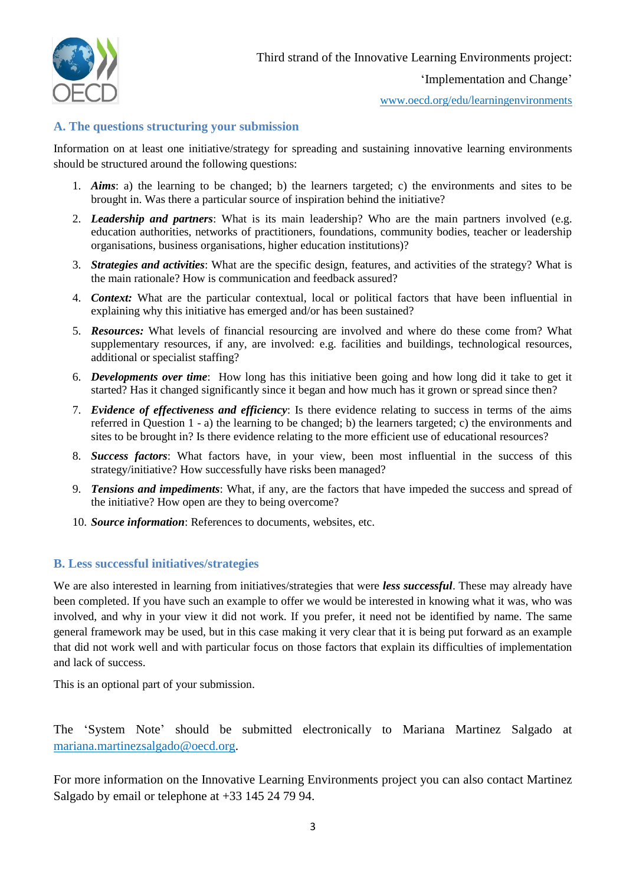Third strand of the Innovative Learning Environments project:

'Implementation and Change'

www.oecd.org/edu/learningenvironments

## A. The questions structuring your submission

Information on at least one initiative/strategy for spreading and sustaining innovative learning environments should be structured around the following questions:

1. ***Aims***: a) the learning to be changed; b) the learners targeted; c) the environments and sites to be brought in. Was there a particular source of inspiration behind the initiative?
2. ***Leadership and partners***: What is its main leadership? Who are the main partners involved (e.g. education authorities, networks of practitioners, foundations, community bodies, teacher or leadership organisations, business organisations, higher education institutions)?
3. ***Strategies and activities***: What are the specific design, features, and activities of the strategy? What is the main rationale? How is communication and feedback assured?
4. ***Context:*** What are the particular contextual, local or political factors that have been influential in explaining why this initiative has emerged and/or has been sustained?
5. ***Resources:*** What levels of financial resourcing are involved and where do these come from? What supplementary resources, if any, are involved: e.g. facilities and buildings, technological resources, additional or specialist staffing?
6. ***Developments over time***: How long has this initiative been going and how long did it take to get it started? Has it changed significantly since it began and how much has it grown or spread since then?
7. ***Evidence of effectiveness and efficiency***: Is there evidence relating to success in terms of the aims referred in Question 1 - a) the learning to be changed; b) the learners targeted; c) the environments and sites to be brought in? Is there evidence relating to the more efficient use of educational resources?
8. ***Success factors***: What factors have, in your view, been most influential in the success of this strategy/initiative? How successfully have risks been managed?
9. ***Tensions and impediments***: What, if any, are the factors that have impeded the success and spread of the initiative? How open are they to being overcome?
10. ***Source information***: References to documents, websites, etc.

## B. Less successful initiatives/strategies

We are also interested in learning from initiatives/strategies that were ***less successful***. These may already have been completed. If you have such an example to offer we would be interested in knowing what it was, who was involved, and why in your view it did not work. If you prefer, it need not be identified by name. The same general framework may be used, but in this case making it very clear that it is being put forward as an example that did not work well and with particular focus on those factors that explain its difficulties of implementation and lack of success.

This is an optional part of your submission.

The 'System Note' should be submitted electronically to Mariana Martinez Salgado at mariana.martinezsalgado@oecd.org.

For more information on the Innovative Learning Environments project you can also contact Martinez Salgado by email or telephone at +33 145 24 79 94.